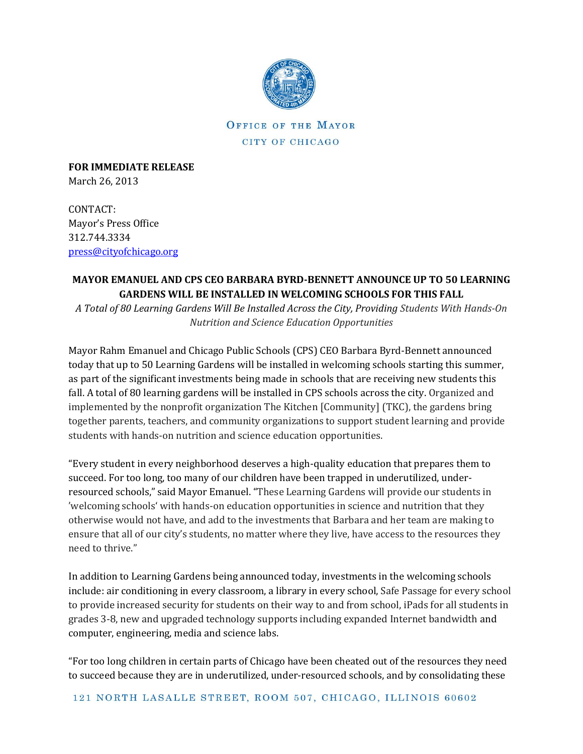OFFICE OF THE MAYOR

CITY OF CHICAGO

**FOR IMMEDIATE RELEASE**
March 26, 2013

CONTACT:
Mayor's Press Office
312.744.3334
press@cityofchicago.org

**MAYOR EMANUEL AND CPS CEO BARBARA BYRD-BENNETT ANNOUNCE UP TO 50 LEARNING GARDENS WILL BE INSTALLED IN WELCOMING SCHOOLS FOR THIS FALL**

*A Total of 80 Learning Gardens Will Be Installed Across the City, Providing Students With Hands-On Nutrition and Science Education Opportunities*

Mayor Rahm Emanuel and Chicago Public Schools (CPS) CEO Barbara Byrd-Bennett announced today that up to 50 Learning Gardens will be installed in welcoming schools starting this summer, as part of the significant investments being made in schools that are receiving new students this fall. A total of 80 learning gardens will be installed in CPS schools across the city. Organized and implemented by the nonprofit organization The Kitchen [Community] (TKC), the gardens bring together parents, teachers, and community organizations to support student learning and provide students with hands-on nutrition and science education opportunities.

"Every student in every neighborhood deserves a high-quality education that prepares them to succeed. For too long, too many of our children have been trapped in underutilized, under-resourced schools," said Mayor Emanuel. "These Learning Gardens will provide our students in 'welcoming schools' with hands-on education opportunities in science and nutrition that they otherwise would not have, and add to the investments that Barbara and her team are making to ensure that all of our city's students, no matter where they live, have access to the resources they need to thrive."

In addition to Learning Gardens being announced today, investments in the welcoming schools include: air conditioning in every classroom, a library in every school, Safe Passage for every school to provide increased security for students on their way to and from school, iPads for all students in grades 3-8, new and upgraded technology supports including expanded Internet bandwidth and computer, engineering, media and science labs.

"For too long children in certain parts of Chicago have been cheated out of the resources they need to succeed because they are in underutilized, under-resourced schools, and by consolidating these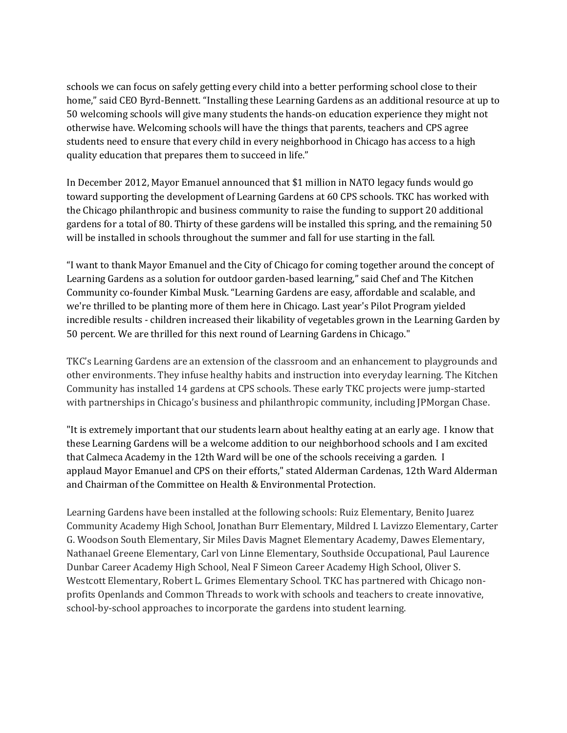schools we can focus on safely getting every child into a better performing school close to their home," said CEO Byrd-Bennett. "Installing these Learning Gardens as an additional resource at up to 50 welcoming schools will give many students the hands-on education experience they might not otherwise have. Welcoming schools will have the things that parents, teachers and CPS agree students need to ensure that every child in every neighborhood in Chicago has access to a high quality education that prepares them to succeed in life."

In December 2012, Mayor Emanuel announced that $1 million in NATO legacy funds would go toward supporting the development of Learning Gardens at 60 CPS schools. TKC has worked with the Chicago philanthropic and business community to raise the funding to support 20 additional gardens for a total of 80. Thirty of these gardens will be installed this spring, and the remaining 50 will be installed in schools throughout the summer and fall for use starting in the fall.

"I want to thank Mayor Emanuel and the City of Chicago for coming together around the concept of Learning Gardens as a solution for outdoor garden-based learning," said Chef and The Kitchen Community co-founder Kimbal Musk. "Learning Gardens are easy, affordable and scalable, and we're thrilled to be planting more of them here in Chicago. Last year's Pilot Program yielded incredible results - children increased their likability of vegetables grown in the Learning Garden by 50 percent. We are thrilled for this next round of Learning Gardens in Chicago."

TKC's Learning Gardens are an extension of the classroom and an enhancement to playgrounds and other environments. They infuse healthy habits and instruction into everyday learning. The Kitchen Community has installed 14 gardens at CPS schools. These early TKC projects were jump-started with partnerships in Chicago's business and philanthropic community, including JPMorgan Chase.

"It is extremely important that our students learn about healthy eating at an early age. I know that these Learning Gardens will be a welcome addition to our neighborhood schools and I am excited that Calmeca Academy in the 12th Ward will be one of the schools receiving a garden. I applaud Mayor Emanuel and CPS on their efforts," stated Alderman Cardenas, 12th Ward Alderman and Chairman of the Committee on Health & Environmental Protection.

Learning Gardens have been installed at the following schools: Ruiz Elementary, Benito Juarez Community Academy High School, Jonathan Burr Elementary, Mildred I. Lavizzo Elementary, Carter G. Woodson South Elementary, Sir Miles Davis Magnet Elementary Academy, Dawes Elementary, Nathanael Greene Elementary, Carl von Linne Elementary, Southside Occupational, Paul Laurence Dunbar Career Academy High School, Neal F Simeon Career Academy High School, Oliver S. Westcott Elementary, Robert L. Grimes Elementary School. TKC has partnered with Chicago non-profits Openlands and Common Threads to work with schools and teachers to create innovative, school-by-school approaches to incorporate the gardens into student learning.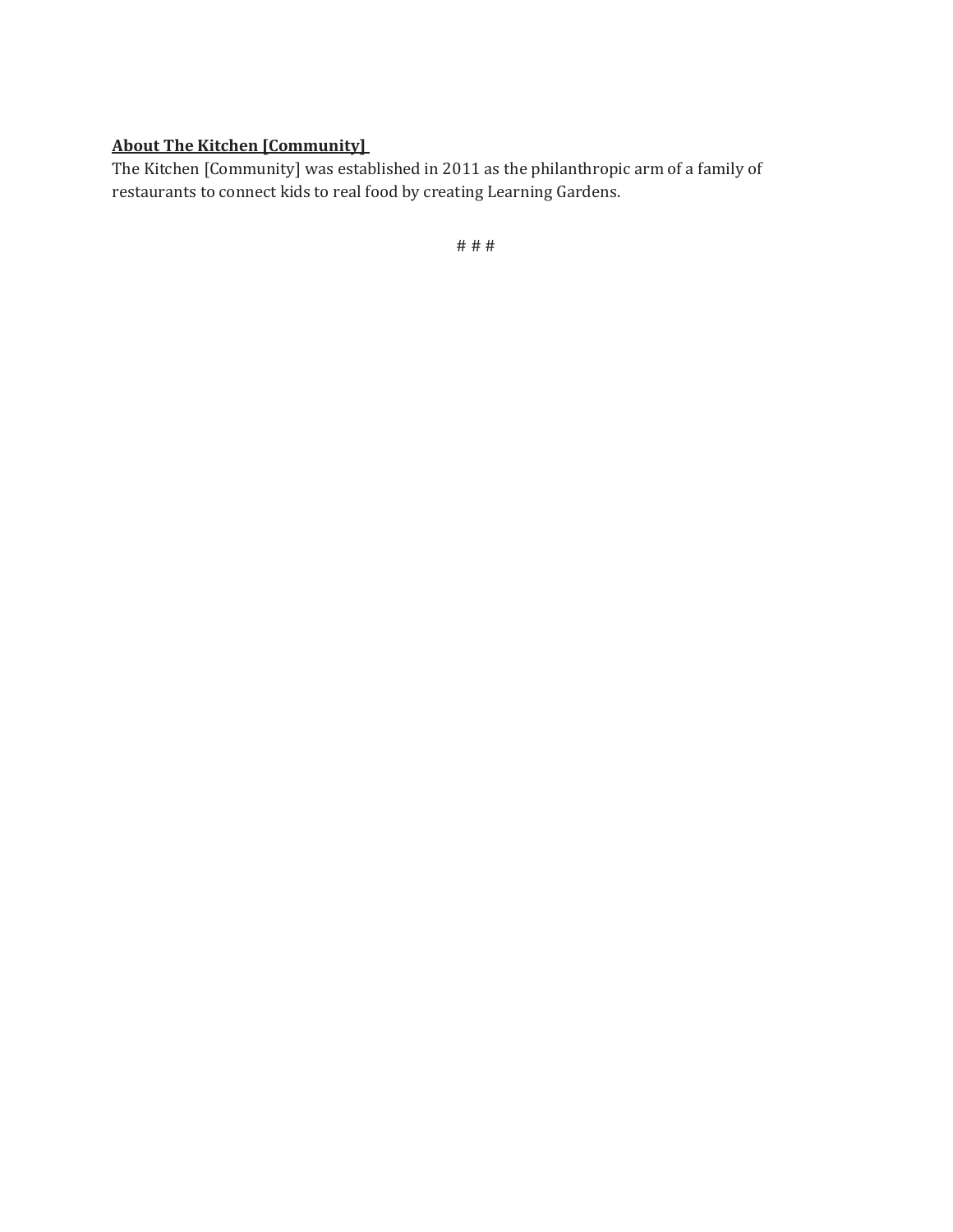**About The Kitchen [Community]**

The Kitchen [Community] was established in 2011 as the philanthropic arm of a family of restaurants to connect kids to real food by creating Learning Gardens.

# # #